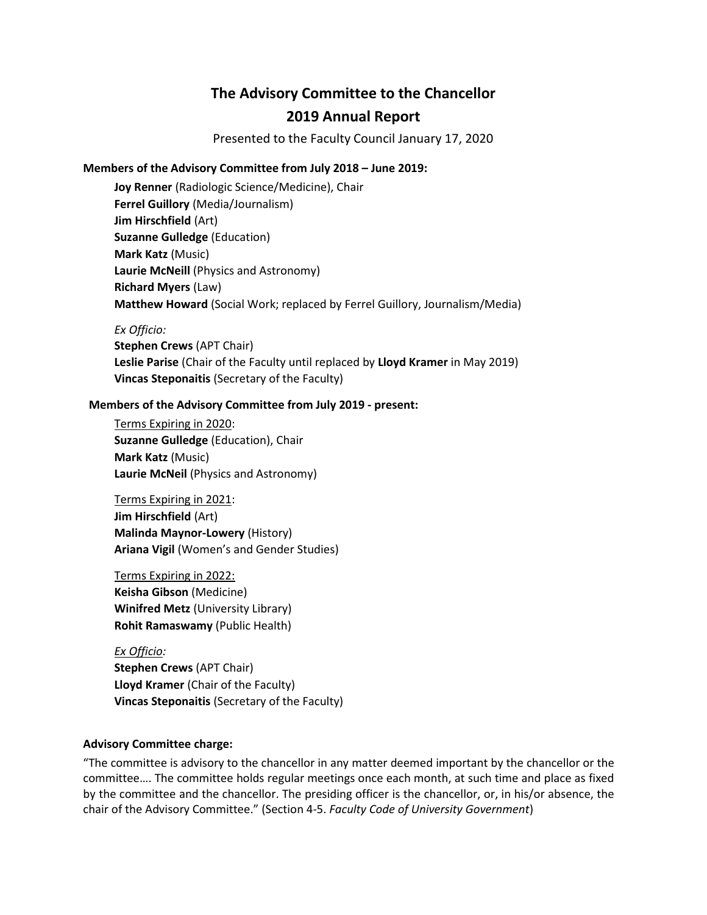# The Advisory Committee to the Chancellor
# 2019 Annual Report

Presented to the Faculty Council January 17, 2020

**Members of the Advisory Committee from July 2018 – June 2019:**

**Joy Renner** (Radiologic Science/Medicine), Chair
**Ferrel Guillory** (Media/Journalism)
**Jim Hirschfield** (Art)
**Suzanne Gulledge** (Education)
**Mark Katz** (Music)
**Laurie McNeill** (Physics and Astronomy)
**Richard Myers** (Law)
**Matthew Howard** (Social Work; replaced by Ferrel Guillory, Journalism/Media)

*Ex Officio:*
**Stephen Crews** (APT Chair)
**Leslie Parise** (Chair of the Faculty until replaced by **Lloyd Kramer** in May 2019)
**Vincas Steponaitis** (Secretary of the Faculty)

**Members of the Advisory Committee from July 2019 - present:**

Terms Expiring in 2020:
**Suzanne Gulledge** (Education), Chair
**Mark Katz** (Music)
**Laurie McNeil** (Physics and Astronomy)

Terms Expiring in 2021:
**Jim Hirschfield** (Art)
**Malinda Maynor-Lowery** (History)
**Ariana Vigil** (Women's and Gender Studies)

Terms Expiring in 2022:
**Keisha Gibson** (Medicine)
**Winifred Metz** (University Library)
**Rohit Ramaswamy** (Public Health)

*Ex Officio:*
**Stephen Crews** (APT Chair)
**Lloyd Kramer** (Chair of the Faculty)
**Vincas Steponaitis** (Secretary of the Faculty)

**Advisory Committee charge:**

"The committee is advisory to the chancellor in any matter deemed important by the chancellor or the committee…. The committee holds regular meetings once each month, at such time and place as fixed by the committee and the chancellor. The presiding officer is the chancellor, or, in his/or absence, the chair of the Advisory Committee." (Section 4-5. *Faculty Code of University Government*)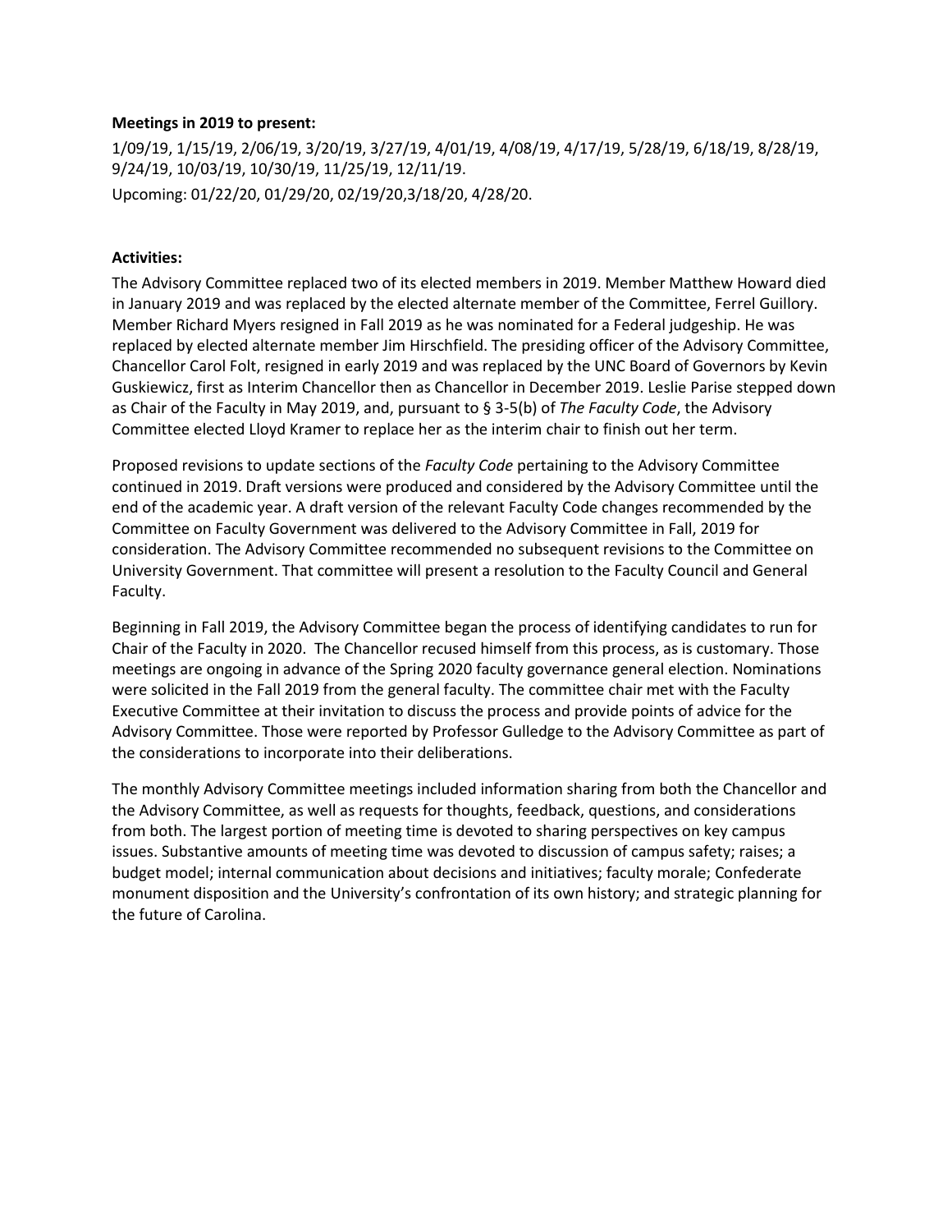**Meetings in 2019 to present:**

1/09/19, 1/15/19, 2/06/19, 3/20/19, 3/27/19, 4/01/19, 4/08/19, 4/17/19, 5/28/19, 6/18/19, 8/28/19, 9/24/19, 10/03/19, 10/30/19, 11/25/19, 12/11/19.

Upcoming: 01/22/20, 01/29/20, 02/19/20,3/18/20, 4/28/20.

**Activities:**

The Advisory Committee replaced two of its elected members in 2019. Member Matthew Howard died in January 2019 and was replaced by the elected alternate member of the Committee, Ferrel Guillory. Member Richard Myers resigned in Fall 2019 as he was nominated for a Federal judgeship. He was replaced by elected alternate member Jim Hirschfield. The presiding officer of the Advisory Committee, Chancellor Carol Folt, resigned in early 2019 and was replaced by the UNC Board of Governors by Kevin Guskiewicz, first as Interim Chancellor then as Chancellor in December 2019. Leslie Parise stepped down as Chair of the Faculty in May 2019, and, pursuant to § 3-5(b) of *The Faculty Code*, the Advisory Committee elected Lloyd Kramer to replace her as the interim chair to finish out her term.

Proposed revisions to update sections of the *Faculty Code* pertaining to the Advisory Committee continued in 2019. Draft versions were produced and considered by the Advisory Committee until the end of the academic year. A draft version of the relevant Faculty Code changes recommended by the Committee on Faculty Government was delivered to the Advisory Committee in Fall, 2019 for consideration. The Advisory Committee recommended no subsequent revisions to the Committee on University Government. That committee will present a resolution to the Faculty Council and General Faculty.

Beginning in Fall 2019, the Advisory Committee began the process of identifying candidates to run for Chair of the Faculty in 2020. The Chancellor recused himself from this process, as is customary. Those meetings are ongoing in advance of the Spring 2020 faculty governance general election. Nominations were solicited in the Fall 2019 from the general faculty. The committee chair met with the Faculty Executive Committee at their invitation to discuss the process and provide points of advice for the Advisory Committee. Those were reported by Professor Gulledge to the Advisory Committee as part of the considerations to incorporate into their deliberations.

The monthly Advisory Committee meetings included information sharing from both the Chancellor and the Advisory Committee, as well as requests for thoughts, feedback, questions, and considerations from both. The largest portion of meeting time is devoted to sharing perspectives on key campus issues. Substantive amounts of meeting time was devoted to discussion of campus safety; raises; a budget model; internal communication about decisions and initiatives; faculty morale; Confederate monument disposition and the University's confrontation of its own history; and strategic planning for the future of Carolina.